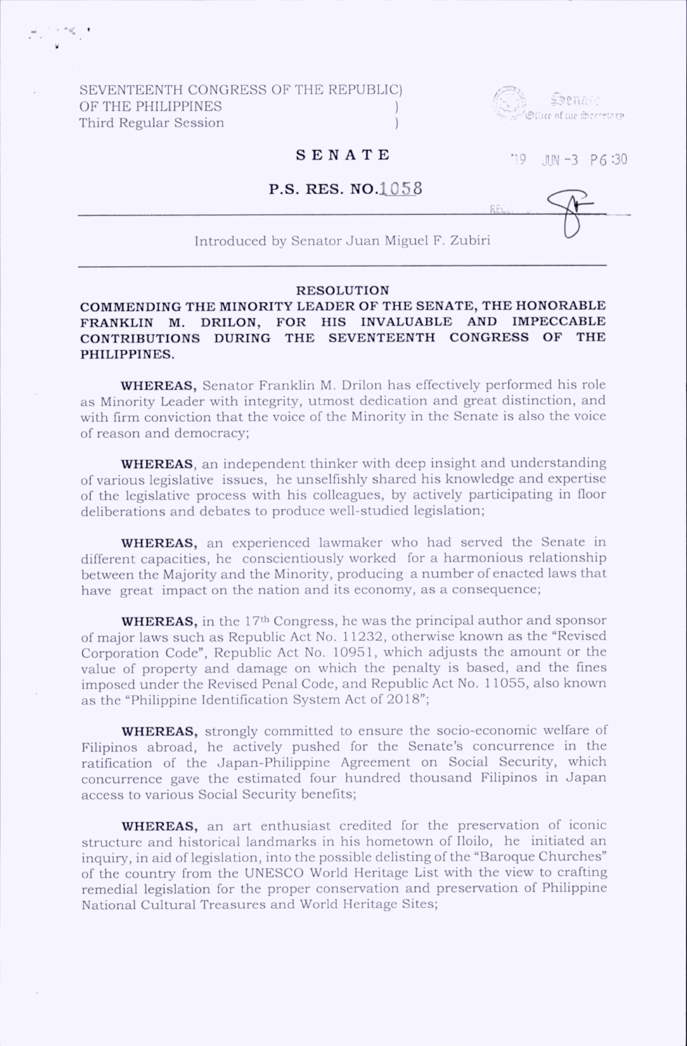SEVENTEENTH CONGRESS OF THE REPUBLIC)
OF THE PHILIPPINES )
Third Regular Session )

Senate
Office of the Secretary

'19 JUN -3 P6:30

**S E N A T E**

**P.S. RES. NO. 1058**

Introduced by Senator Juan Miguel F. Zubiri

**RESOLUTION**

**COMMENDING THE MINORITY LEADER OF THE SENATE, THE HONORABLE FRANKLIN M. DRILON, FOR HIS INVALUABLE AND IMPECCABLE CONTRIBUTIONS DURING THE SEVENTEENTH CONGRESS OF THE PHILIPPINES.**

**WHEREAS,** Senator Franklin M. Drilon has effectively performed his role as Minority Leader with integrity, utmost dedication and great distinction, and with firm conviction that the voice of the Minority in the Senate is also the voice of reason and democracy;

**WHEREAS**, an independent thinker with deep insight and understanding of various legislative issues, he unselfishly shared his knowledge and expertise of the legislative process with his colleagues, by actively participating in floor deliberations and debates to produce well-studied legislation;

**WHEREAS,** an experienced lawmaker who had served the Senate in different capacities, he conscientiously worked for a harmonious relationship between the Majority and the Minority, producing a number of enacted laws that have great impact on the nation and its economy, as a consequence;

**WHEREAS,** in the 17th Congress, he was the principal author and sponsor of major laws such as Republic Act No. 11232, otherwise known as the "Revised Corporation Code", Republic Act No. 10951, which adjusts the amount or the value of property and damage on which the penalty is based, and the fines imposed under the Revised Penal Code, and Republic Act No. 11055, also known as the "Philippine Identification System Act of 2018";

**WHEREAS,** strongly committed to ensure the socio-economic welfare of Filipinos abroad, he actively pushed for the Senate's concurrence in the ratification of the Japan-Philippine Agreement on Social Security, which concurrence gave the estimated four hundred thousand Filipinos in Japan access to various Social Security benefits;

**WHEREAS,** an art enthusiast credited for the preservation of iconic structure and historical landmarks in his hometown of Iloilo, he initiated an inquiry, in aid of legislation, into the possible delisting of the "Baroque Churches" of the country from the UNESCO World Heritage List with the view to crafting remedial legislation for the proper conservation and preservation of Philippine National Cultural Treasures and World Heritage Sites;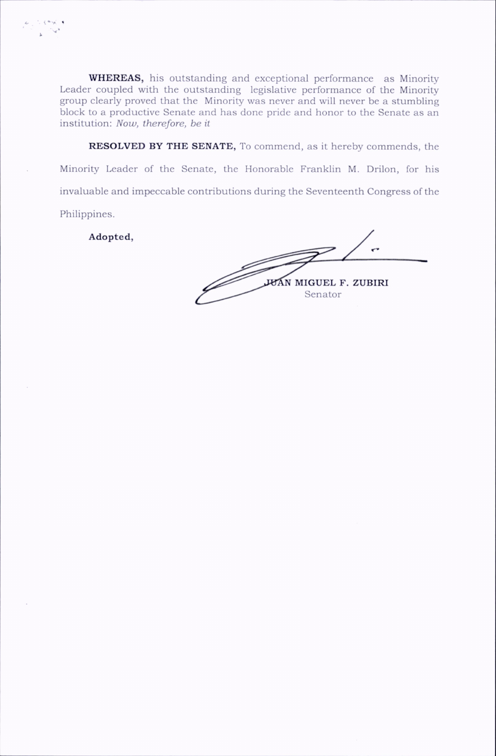**WHEREAS,** his outstanding and exceptional performance as Minority Leader coupled with the outstanding legislative performance of the Minority group clearly proved that the Minority was never and will never be a stumbling block to a productive Senate and has done pride and honor to the Senate as an institution: *Now, therefore, be it*

**RESOLVED BY THE SENATE,** To commend, as it hereby commends, the Minority Leader of the Senate, the Honorable Franklin M. Drilon, for his invaluable and impeccable contributions during the Seventeenth Congress of the Philippines.

**Adopted,**

**JUAN MIGUEL F. ZUBIRI**
Senator